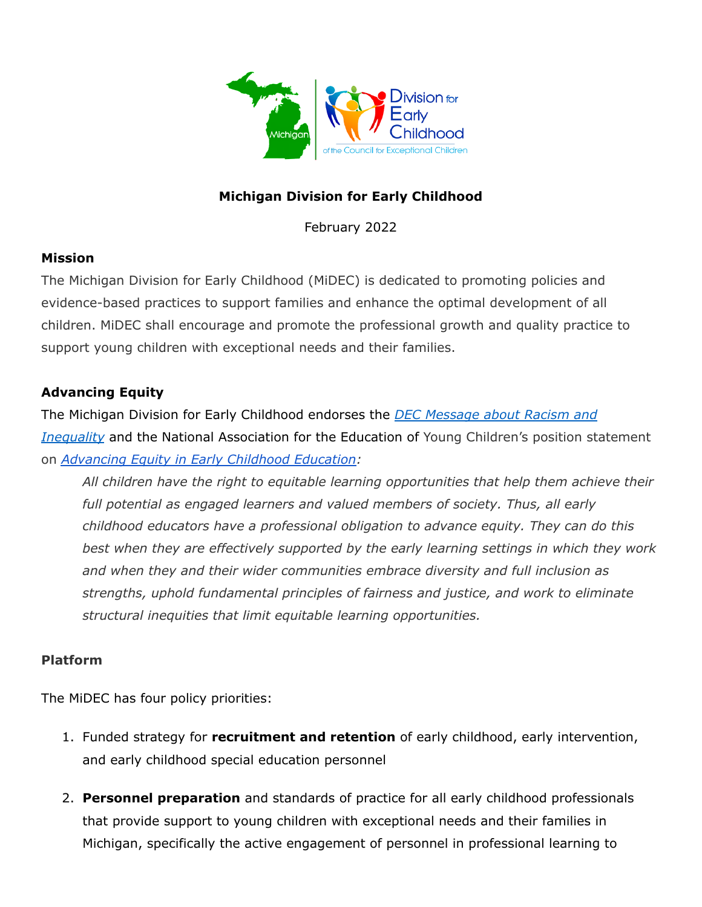# Michigan Division for Early Childhood

February 2022

## Mission

The Michigan Division for Early Childhood (MiDEC) is dedicated to promoting policies and evidence-based practices to support families and enhance the optimal development of all children. MiDEC shall encourage and promote the professional growth and quality practice to support young children with exceptional needs and their families.

## Advancing Equity

The Michigan Division for Early Childhood endorses the *DEC Message about Racism and Inequality* and the National Association for the Education of Young Children's position statement on *Advancing Equity in Early Childhood Education*:

> *All children have the right to equitable learning opportunities that help them achieve their full potential as engaged learners and valued members of society. Thus, all early childhood educators have a professional obligation to advance equity. They can do this best when they are effectively supported by the early learning settings in which they work and when they and their wider communities embrace diversity and full inclusion as strengths, uphold fundamental principles of fairness and justice, and work to eliminate structural inequities that limit equitable learning opportunities.*

## Platform

The MiDEC has four policy priorities:

1. Funded strategy for **recruitment and retention** of early childhood, early intervention, and early childhood special education personnel
2. **Personnel preparation** and standards of practice for all early childhood professionals that provide support to young children with exceptional needs and their families in Michigan, specifically the active engagement of personnel in professional learning to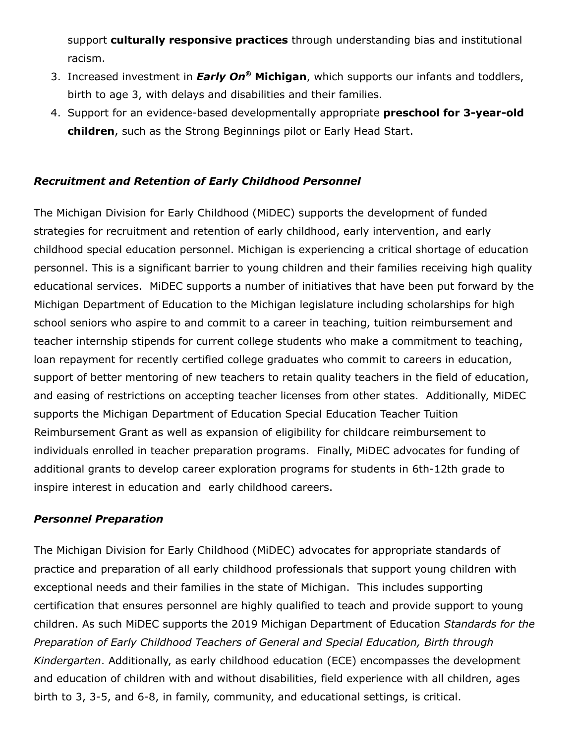support **culturally responsive practices** through understanding bias and institutional racism.

3. Increased investment in ***Early On®*** **Michigan**, which supports our infants and toddlers, birth to age 3, with delays and disabilities and their families.
4. Support for an evidence-based developmentally appropriate **preschool for 3-year-old children**, such as the Strong Beginnings pilot or Early Head Start.

### *Recruitment and Retention of Early Childhood Personnel*

The Michigan Division for Early Childhood (MiDEC) supports the development of funded strategies for recruitment and retention of early childhood, early intervention, and early childhood special education personnel. Michigan is experiencing a critical shortage of education personnel. This is a significant barrier to young children and their families receiving high quality educational services. MiDEC supports a number of initiatives that have been put forward by the Michigan Department of Education to the Michigan legislature including scholarships for high school seniors who aspire to and commit to a career in teaching, tuition reimbursement and teacher internship stipends for current college students who make a commitment to teaching, loan repayment for recently certified college graduates who commit to careers in education, support of better mentoring of new teachers to retain quality teachers in the field of education, and easing of restrictions on accepting teacher licenses from other states. Additionally, MiDEC supports the Michigan Department of Education Special Education Teacher Tuition Reimbursement Grant as well as expansion of eligibility for childcare reimbursement to individuals enrolled in teacher preparation programs. Finally, MiDEC advocates for funding of additional grants to develop career exploration programs for students in 6th-12th grade to inspire interest in education and early childhood careers.

### *Personnel Preparation*

The Michigan Division for Early Childhood (MiDEC) advocates for appropriate standards of practice and preparation of all early childhood professionals that support young children with exceptional needs and their families in the state of Michigan. This includes supporting certification that ensures personnel are highly qualified to teach and provide support to young children. As such MiDEC supports the 2019 Michigan Department of Education *Standards for the Preparation of Early Childhood Teachers of General and Special Education, Birth through Kindergarten*. Additionally, as early childhood education (ECE) encompasses the development and education of children with and without disabilities, field experience with all children, ages birth to 3, 3-5, and 6-8, in family, community, and educational settings, is critical.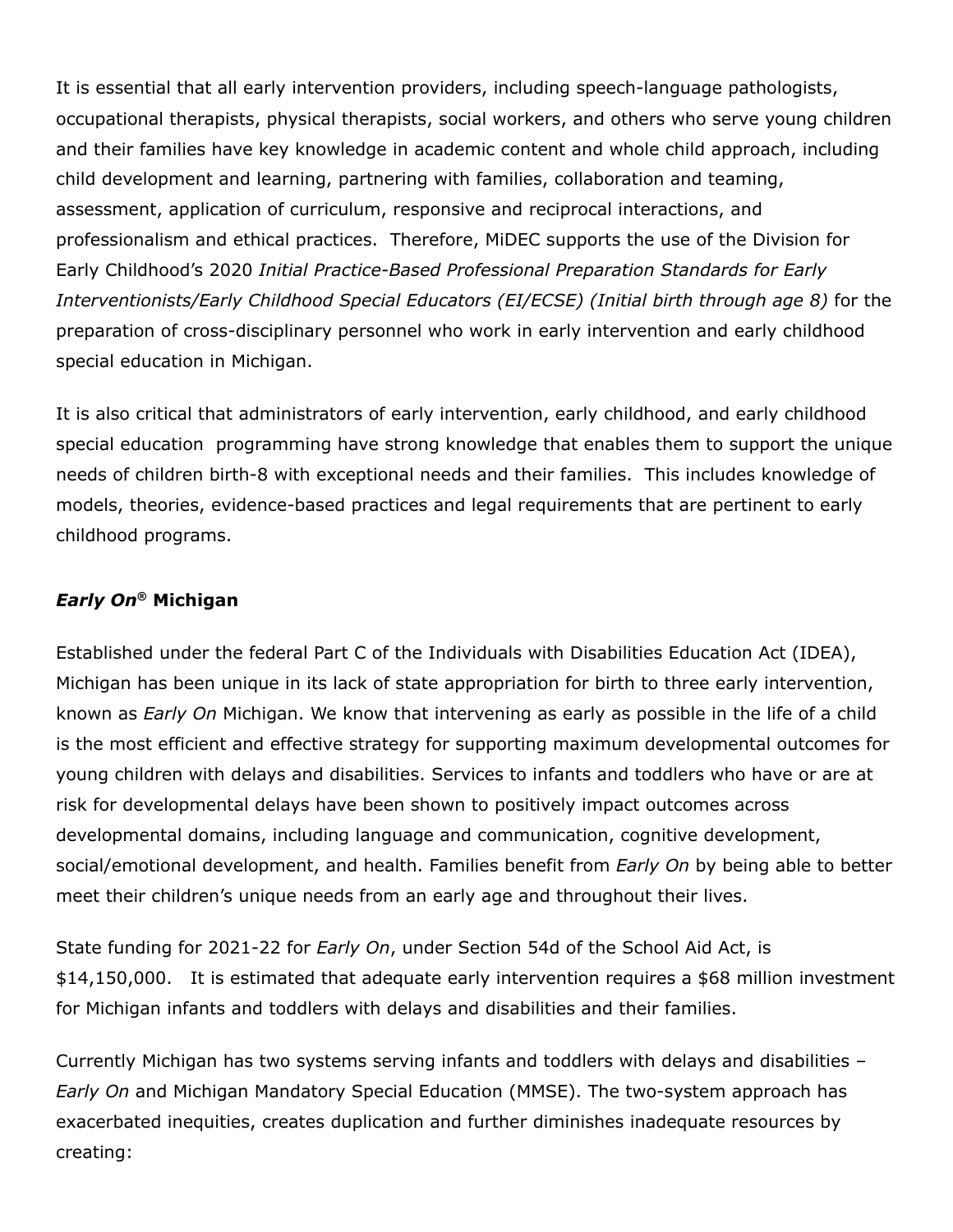It is essential that all early intervention providers, including speech-language pathologists, occupational therapists, physical therapists, social workers, and others who serve young children and their families have key knowledge in academic content and whole child approach, including child development and learning, partnering with families, collaboration and teaming, assessment, application of curriculum, responsive and reciprocal interactions, and professionalism and ethical practices. Therefore, MiDEC supports the use of the Division for Early Childhood's 2020 *Initial Practice-Based Professional Preparation Standards for Early Interventionists/Early Childhood Special Educators (EI/ECSE) (Initial birth through age 8)* for the preparation of cross-disciplinary personnel who work in early intervention and early childhood special education in Michigan.

It is also critical that administrators of early intervention, early childhood, and early childhood special education programming have strong knowledge that enables them to support the unique needs of children birth-8 with exceptional needs and their families. This includes knowledge of models, theories, evidence-based practices and legal requirements that are pertinent to early childhood programs.

### *Early On*® Michigan

Established under the federal Part C of the Individuals with Disabilities Education Act (IDEA), Michigan has been unique in its lack of state appropriation for birth to three early intervention, known as *Early On* Michigan. We know that intervening as early as possible in the life of a child is the most efficient and effective strategy for supporting maximum developmental outcomes for young children with delays and disabilities. Services to infants and toddlers who have or are at risk for developmental delays have been shown to positively impact outcomes across developmental domains, including language and communication, cognitive development, social/emotional development, and health. Families benefit from *Early On* by being able to better meet their children's unique needs from an early age and throughout their lives.

State funding for 2021-22 for *Early On*, under Section 54d of the School Aid Act, is $14,150,000. It is estimated that adequate early intervention requires a $68 million investment for Michigan infants and toddlers with delays and disabilities and their families.

Currently Michigan has two systems serving infants and toddlers with delays and disabilities – *Early On* and Michigan Mandatory Special Education (MMSE). The two-system approach has exacerbated inequities, creates duplication and further diminishes inadequate resources by creating: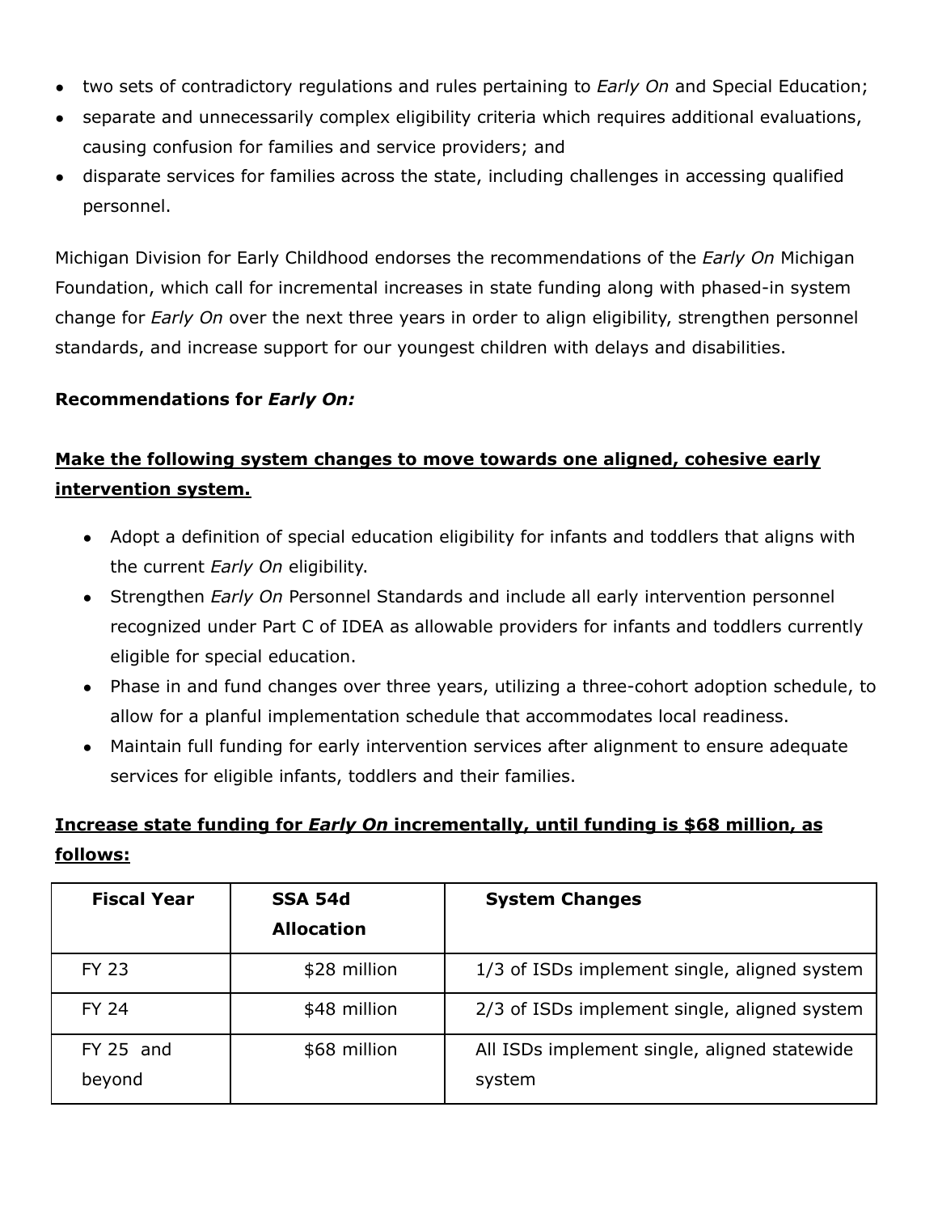- two sets of contradictory regulations and rules pertaining to *Early On* and Special Education;
- separate and unnecessarily complex eligibility criteria which requires additional evaluations, causing confusion for families and service providers; and
- disparate services for families across the state, including challenges in accessing qualified personnel.

Michigan Division for Early Childhood endorses the recommendations of the *Early On* Michigan Foundation, which call for incremental increases in state funding along with phased-in system change for *Early On* over the next three years in order to align eligibility, strengthen personnel standards, and increase support for our youngest children with delays and disabilities.

**Recommendations for *Early On:***

**<u>Make the following system changes to move towards one aligned, cohesive early intervention system.</u>**

- Adopt a definition of special education eligibility for infants and toddlers that aligns with the current *Early On* eligibility.
- Strengthen *Early On* Personnel Standards and include all early intervention personnel recognized under Part C of IDEA as allowable providers for infants and toddlers currently eligible for special education.
- Phase in and fund changes over three years, utilizing a three-cohort adoption schedule, to allow for a planful implementation schedule that accommodates local readiness.
- Maintain full funding for early intervention services after alignment to ensure adequate services for eligible infants, toddlers and their families.

**<u>Increase state funding for *Early On* incrementally, until funding is $68 million, as follows:</u>**

| Fiscal Year | SSA 54d Allocation | System Changes |
|---|---|---|
| FY 23 | $28 million | 1/3 of ISDs implement single, aligned system |
| FY 24 | $48 million | 2/3 of ISDs implement single, aligned system |
| FY 25 and beyond | $68 million | All ISDs implement single, aligned statewide system |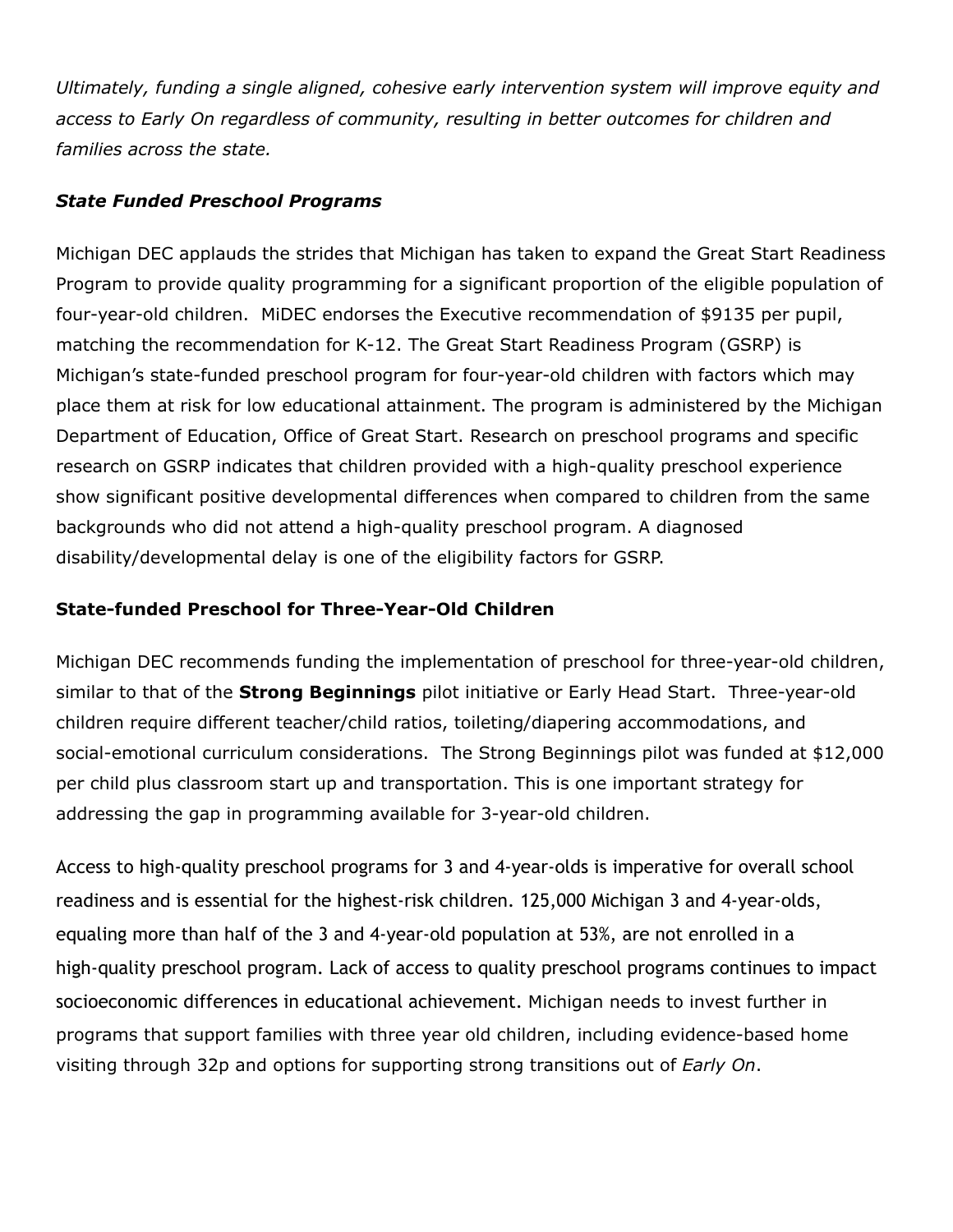*Ultimately, funding a single aligned, cohesive early intervention system will improve equity and access to Early On regardless of community, resulting in better outcomes for children and families across the state.*

### *State Funded Preschool Programs*

Michigan DEC applauds the strides that Michigan has taken to expand the Great Start Readiness Program to provide quality programming for a significant proportion of the eligible population of four-year-old children. MiDEC endorses the Executive recommendation of $9135 per pupil, matching the recommendation for K-12. The Great Start Readiness Program (GSRP) is Michigan's state-funded preschool program for four-year-old children with factors which may place them at risk for low educational attainment. The program is administered by the Michigan Department of Education, Office of Great Start. Research on preschool programs and specific research on GSRP indicates that children provided with a high-quality preschool experience show significant positive developmental differences when compared to children from the same backgrounds who did not attend a high-quality preschool program. A diagnosed disability/developmental delay is one of the eligibility factors for GSRP.

### State-funded Preschool for Three-Year-Old Children

Michigan DEC recommends funding the implementation of preschool for three-year-old children, similar to that of the **Strong Beginnings** pilot initiative or Early Head Start. Three-year-old children require different teacher/child ratios, toileting/diapering accommodations, and social-emotional curriculum considerations. The Strong Beginnings pilot was funded at $12,000 per child plus classroom start up and transportation. This is one important strategy for addressing the gap in programming available for 3-year-old children.

Access to high-quality preschool programs for 3 and 4-year-olds is imperative for overall school readiness and is essential for the highest-risk children. 125,000 Michigan 3 and 4-year-olds, equaling more than half of the 3 and 4-year-old population at 53%, are not enrolled in a high-quality preschool program. Lack of access to quality preschool programs continues to impact socioeconomic differences in educational achievement. Michigan needs to invest further in programs that support families with three year old children, including evidence-based home visiting through 32p and options for supporting strong transitions out of *Early On*.